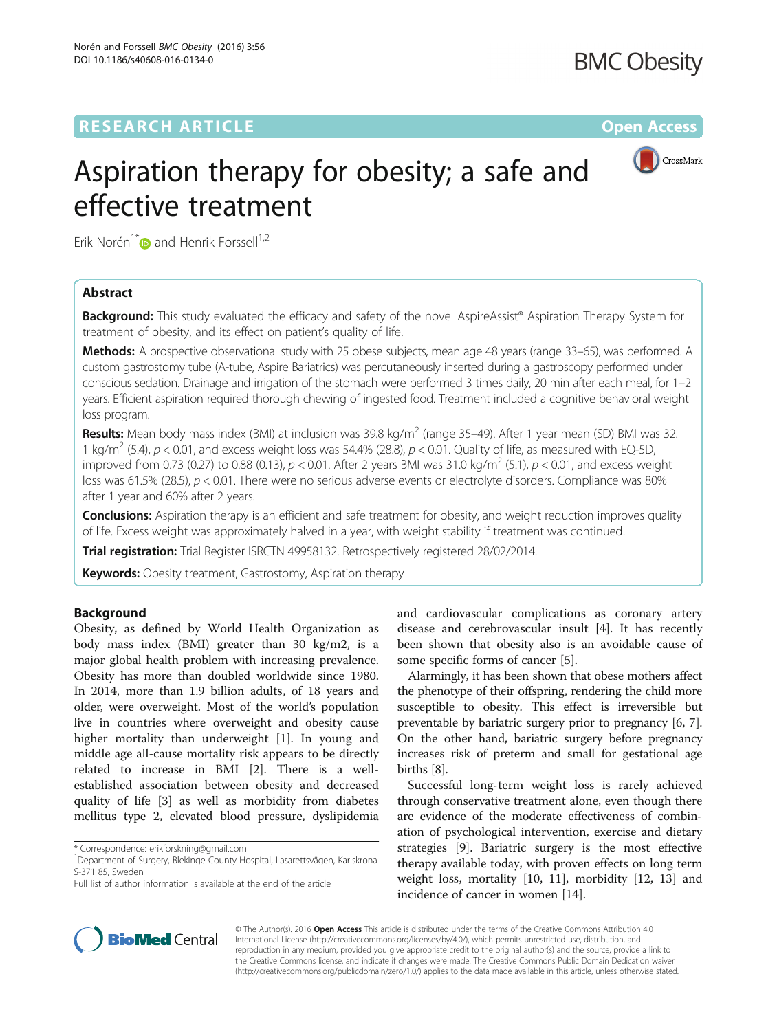RESEARCH ARTICLE

Open Access

# Aspiration therapy for obesity; a safe and effective treatment

Erik Norén[1*] and Henrik Forssell[1,2]

## Abstract

**Background:** This study evaluated the efficacy and safety of the novel AspireAssist® Aspiration Therapy System for treatment of obesity, and its effect on patient's quality of life.

**Methods:** A prospective observational study with 25 obese subjects, mean age 48 years (range 33–65), was performed. A custom gastrostomy tube (A-tube, Aspire Bariatrics) was percutaneously inserted during a gastroscopy performed under conscious sedation. Drainage and irrigation of the stomach were performed 3 times daily, 20 min after each meal, for 1–2 years. Efficient aspiration required thorough chewing of ingested food. Treatment included a cognitive behavioral weight loss program.

**Results:** Mean body mass index (BMI) at inclusion was 39.8 kg/m$^2$ (range 35–49). After 1 year mean (SD) BMI was 32.1 kg/m$^2$ (5.4), $p < 0.01$, and excess weight loss was 54.4% (28.8), $p < 0.01$. Quality of life, as measured with EQ-5D, improved from 0.73 (0.27) to 0.88 (0.13), $p < 0.01$. After 2 years BMI was 31.0 kg/m$^2$ (5.1), $p < 0.01$, and excess weight loss was 61.5% (28.5), $p < 0.01$. There were no serious adverse events or electrolyte disorders. Compliance was 80% after 1 year and 60% after 2 years.

**Conclusions:** Aspiration therapy is an efficient and safe treatment for obesity, and weight reduction improves quality of life. Excess weight was approximately halved in a year, with weight stability if treatment was continued.

**Trial registration:** Trial Register ISRCTN 49958132. Retrospectively registered 28/02/2014.

**Keywords:** Obesity treatment, Gastrostomy, Aspiration therapy

## Background

Obesity, as defined by World Health Organization as body mass index (BMI) greater than 30 kg/m2, is a major global health problem with increasing prevalence. Obesity has more than doubled worldwide since 1980. In 2014, more than 1.9 billion adults, of 18 years and older, were overweight. Most of the world's population live in countries where overweight and obesity cause higher mortality than underweight [1]. In young and middle age all-cause mortality risk appears to be directly related to increase in BMI [2]. There is a well-established association between obesity and decreased quality of life [3] as well as morbidity from diabetes mellitus type 2, elevated blood pressure, dyslipidemia and cardiovascular complications as coronary artery disease and cerebrovascular insult [4]. It has recently been shown that obesity also is an avoidable cause of some specific forms of cancer [5].

Alarmingly, it has been shown that obese mothers affect the phenotype of their offspring, rendering the child more susceptible to obesity. This effect is irreversible but preventable by bariatric surgery prior to pregnancy [6, 7]. On the other hand, bariatric surgery before pregnancy increases risk of preterm and small for gestational age births [8].

Successful long-term weight loss is rarely achieved through conservative treatment alone, even though there are evidence of the moderate effectiveness of combination of psychological intervention, exercise and dietary strategies [9]. Bariatric surgery is the most effective therapy available today, with proven effects on long term weight loss, mortality [10, 11], morbidity [12, 13] and incidence of cancer in women [14].

\* Correspondence: erikforskning@gmail.com
[1]Department of Surgery, Blekinge County Hospital, Lasarettsvägen, Karlskrona S-371 85, Sweden
Full list of author information is available at the end of the article

© The Author(s). 2016 **Open Access** This article is distributed under the terms of the Creative Commons Attribution 4.0 International License (http://creativecommons.org/licenses/by/4.0/), which permits unrestricted use, distribution, and reproduction in any medium, provided you give appropriate credit to the original author(s) and the source, provide a link to the Creative Commons license, and indicate if changes were made. The Creative Commons Public Domain Dedication waiver (http://creativecommons.org/publicdomain/zero/1.0/) applies to the data made available in this article, unless otherwise stated.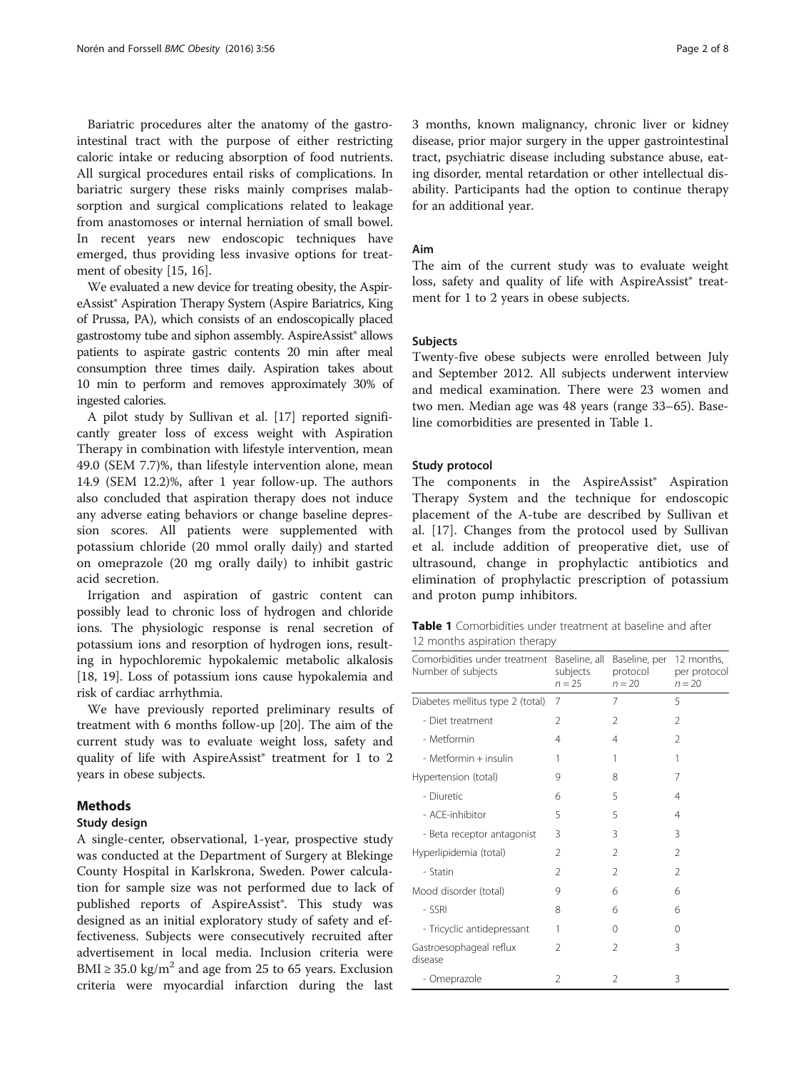Bariatric procedures alter the anatomy of the gastrointestinal tract with the purpose of either restricting caloric intake or reducing absorption of food nutrients. All surgical procedures entail risks of complications. In bariatric surgery these risks mainly comprises malabsorption and surgical complications related to leakage from anastomoses or internal herniation of small bowel. In recent years new endoscopic techniques have emerged, thus providing less invasive options for treatment of obesity [15, 16].

We evaluated a new device for treating obesity, the AspireAssist® Aspiration Therapy System (Aspire Bariatrics, King of Prussa, PA), which consists of an endoscopically placed gastrostomy tube and siphon assembly. AspireAssist® allows patients to aspirate gastric contents 20 min after meal consumption three times daily. Aspiration takes about 10 min to perform and removes approximately 30% of ingested calories.

A pilot study by Sullivan et al. [17] reported significantly greater loss of excess weight with Aspiration Therapy in combination with lifestyle intervention, mean 49.0 (SEM 7.7)%, than lifestyle intervention alone, mean 14.9 (SEM 12.2)%, after 1 year follow-up. The authors also concluded that aspiration therapy does not induce any adverse eating behaviors or change baseline depression scores. All patients were supplemented with potassium chloride (20 mmol orally daily) and started on omeprazole (20 mg orally daily) to inhibit gastric acid secretion.

Irrigation and aspiration of gastric content can possibly lead to chronic loss of hydrogen and chloride ions. The physiologic response is renal secretion of potassium ions and resorption of hydrogen ions, resulting in hypochloremic hypokalemic metabolic alkalosis [18, 19]. Loss of potassium ions cause hypokalemia and risk of cardiac arrhythmia.

We have previously reported preliminary results of treatment with 6 months follow-up [20]. The aim of the current study was to evaluate weight loss, safety and quality of life with AspireAssist® treatment for 1 to 2 years in obese subjects.

## Methods

### Study design

A single-center, observational, 1-year, prospective study was conducted at the Department of Surgery at Blekinge County Hospital in Karlskrona, Sweden. Power calculation for sample size was not performed due to lack of published reports of AspireAssist®. This study was designed as an initial exploratory study of safety and effectiveness. Subjects were consecutively recruited after advertisement in local media. Inclusion criteria were BMI ≥ 35.0 kg/m$^2$ and age from 25 to 65 years. Exclusion criteria were myocardial infarction during the last 3 months, known malignancy, chronic liver or kidney disease, prior major surgery in the upper gastrointestinal tract, psychiatric disease including substance abuse, eating disorder, mental retardation or other intellectual disability. Participants had the option to continue therapy for an additional year.

### Aim

The aim of the current study was to evaluate weight loss, safety and quality of life with AspireAssist® treatment for 1 to 2 years in obese subjects.

### Subjects

Twenty-five obese subjects were enrolled between July and September 2012. All subjects underwent interview and medical examination. There were 23 women and two men. Median age was 48 years (range 33–65). Baseline comorbidities are presented in Table 1.

### Study protocol

The components in the AspireAssist® Aspiration Therapy System and the technique for endoscopic placement of the A-tube are described by Sullivan et al. [17]. Changes from the protocol used by Sullivan et al. include addition of preoperative diet, use of ultrasound, change in prophylactic antibiotics and elimination of prophylactic prescription of potassium and proton pump inhibitors.

**Table 1** Comorbidities under treatment at baseline and after 12 months aspiration therapy

| Comorbidities under treatment Number of subjects | Baseline, all subjects $n = 25$ | Baseline, per protocol $n = 20$ | 12 months, per protocol $n = 20$ |
|---|---|---|---|
| Diabetes mellitus type 2 (total) | 7 | 7 | 5 |
| - Diet treatment | 2 | 2 | 2 |
| - Metformin | 4 | 4 | 2 |
| - Metformin + insulin | 1 | 1 | 1 |
| Hypertension (total) | 9 | 8 | 7 |
| - Diuretic | 6 | 5 | 4 |
| - ACE-inhibitor | 5 | 5 | 4 |
| - Beta receptor antagonist | 3 | 3 | 3 |
| Hyperlipidemia (total) | 2 | 2 | 2 |
| - Statin | 2 | 2 | 2 |
| Mood disorder (total) | 9 | 6 | 6 |
| - SSRI | 8 | 6 | 6 |
| - Tricyclic antidepressant | 1 | 0 | 0 |
| Gastroesophageal reflux disease | 2 | 2 | 3 |
| - Omeprazole | 2 | 2 | 3 |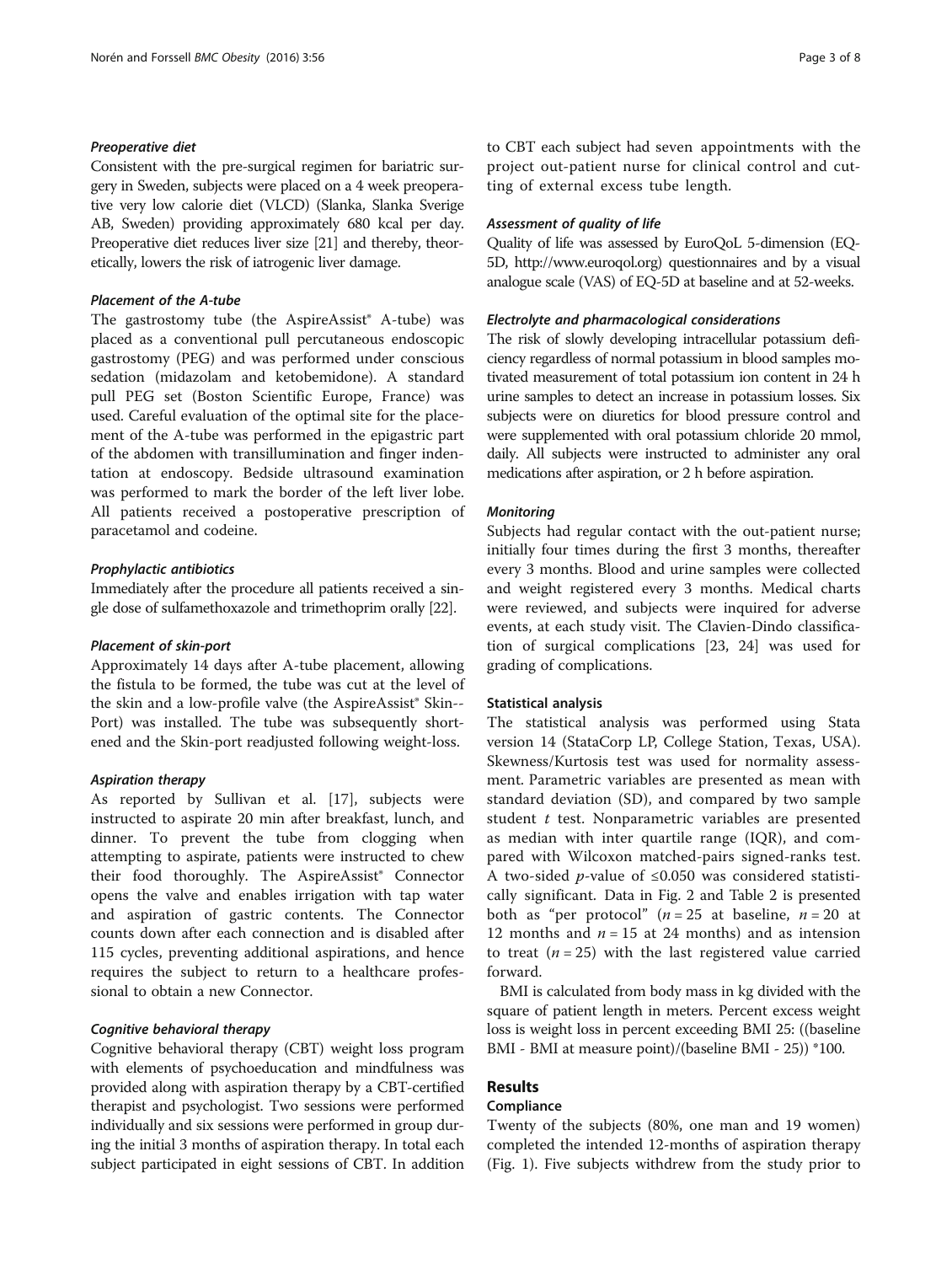#### *Preoperative diet*

Consistent with the pre-surgical regimen for bariatric surgery in Sweden, subjects were placed on a 4 week preoperative very low calorie diet (VLCD) (Slanka, Slanka Sverige AB, Sweden) providing approximately 680 kcal per day. Preoperative diet reduces liver size [21] and thereby, theoretically, lowers the risk of iatrogenic liver damage.

#### *Placement of the A-tube*

The gastrostomy tube (the AspireAssist® A-tube) was placed as a conventional pull percutaneous endoscopic gastrostomy (PEG) and was performed under conscious sedation (midazolam and ketobemidone). A standard pull PEG set (Boston Scientific Europe, France) was used. Careful evaluation of the optimal site for the placement of the A-tube was performed in the epigastric part of the abdomen with transillumination and finger indentation at endoscopy. Bedside ultrasound examination was performed to mark the border of the left liver lobe. All patients received a postoperative prescription of paracetamol and codeine.

#### *Prophylactic antibiotics*

Immediately after the procedure all patients received a single dose of sulfamethoxazole and trimethoprim orally [22].

#### *Placement of skin-port*

Approximately 14 days after A-tube placement, allowing the fistula to be formed, the tube was cut at the level of the skin and a low-profile valve (the AspireAssist® Skin--Port) was installed. The tube was subsequently shortened and the Skin-port readjusted following weight-loss.

#### *Aspiration therapy*

As reported by Sullivan et al. [17], subjects were instructed to aspirate 20 min after breakfast, lunch, and dinner. To prevent the tube from clogging when attempting to aspirate, patients were instructed to chew their food thoroughly. The AspireAssist® Connector opens the valve and enables irrigation with tap water and aspiration of gastric contents. The Connector counts down after each connection and is disabled after 115 cycles, preventing additional aspirations, and hence requires the subject to return to a healthcare professional to obtain a new Connector.

#### *Cognitive behavioral therapy*

Cognitive behavioral therapy (CBT) weight loss program with elements of psychoeducation and mindfulness was provided along with aspiration therapy by a CBT-certified therapist and psychologist. Two sessions were performed individually and six sessions were performed in group during the initial 3 months of aspiration therapy. In total each subject participated in eight sessions of CBT. In addition to CBT each subject had seven appointments with the project out-patient nurse for clinical control and cutting of external excess tube length.

#### *Assessment of quality of life*

Quality of life was assessed by EuroQoL 5-dimension (EQ-5D, http://www.euroqol.org) questionnaires and by a visual analogue scale (VAS) of EQ-5D at baseline and at 52-weeks.

#### *Electrolyte and pharmacological considerations*

The risk of slowly developing intracellular potassium deficiency regardless of normal potassium in blood samples motivated measurement of total potassium ion content in 24 h urine samples to detect an increase in potassium losses. Six subjects were on diuretics for blood pressure control and were supplemented with oral potassium chloride 20 mmol, daily. All subjects were instructed to administer any oral medications after aspiration, or 2 h before aspiration.

#### *Monitoring*

Subjects had regular contact with the out-patient nurse; initially four times during the first 3 months, thereafter every 3 months. Blood and urine samples were collected and weight registered every 3 months. Medical charts were reviewed, and subjects were inquired for adverse events, at each study visit. The Clavien-Dindo classification of surgical complications [23, 24] was used for grading of complications.

### Statistical analysis

The statistical analysis was performed using Stata version 14 (StataCorp LP, College Station, Texas, USA). Skewness/Kurtosis test was used for normality assessment. Parametric variables are presented as mean with standard deviation (SD), and compared by two sample student *t* test. Nonparametric variables are presented as median with inter quartile range (IQR), and compared with Wilcoxon matched-pairs signed-ranks test. A two-sided *p*-value of ≤0.050 was considered statistically significant. Data in Fig. 2 and Table 2 is presented both as "per protocol" ($n = 25$ at baseline, $n = 20$ at 12 months and $n = 15$ at 24 months) and as intension to treat ($n = 25$) with the last registered value carried forward.

BMI is calculated from body mass in kg divided with the square of patient length in meters. Percent excess weight loss is weight loss in percent exceeding BMI 25: ((baseline BMI - BMI at measure point)/(baseline BMI - 25)) *100.

## Results

### Compliance

Twenty of the subjects (80%, one man and 19 women) completed the intended 12-months of aspiration therapy (Fig. 1). Five subjects withdrew from the study prior to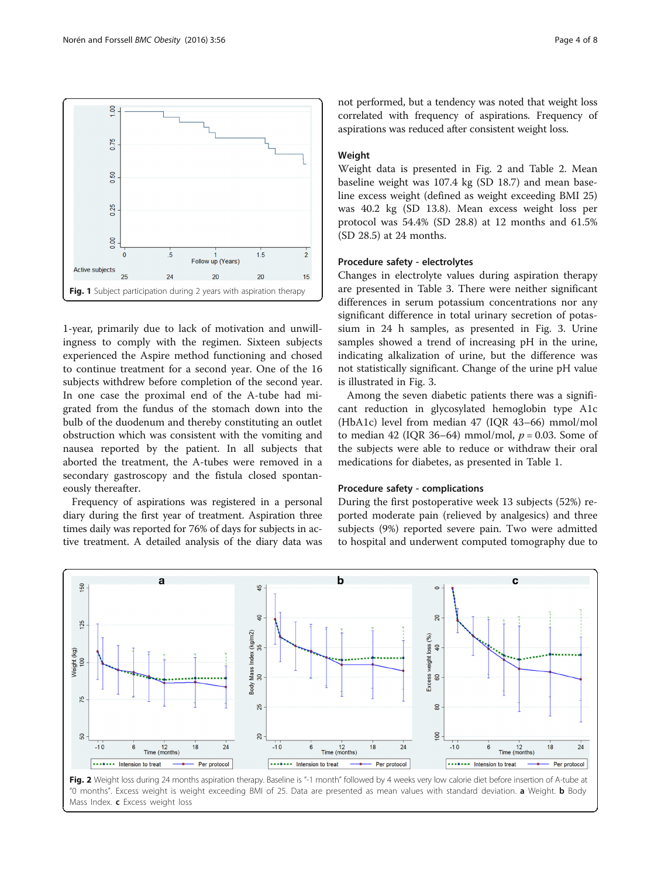Fig. 1 Subject participation during 2 years with aspiration therapy

1-year, primarily due to lack of motivation and unwillingness to comply with the regimen. Sixteen subjects experienced the Aspire method functioning and chosed to continue treatment for a second year. One of the 16 subjects withdrew before completion of the second year. In one case the proximal end of the A-tube had migrated from the fundus of the stomach down into the bulb of the duodenum and thereby constituting an outlet obstruction which was consistent with the vomiting and nausea reported by the patient. In all subjects that aborted the treatment, the A-tubes were removed in a secondary gastroscopy and the fistula closed spontaneously thereafter.

Frequency of aspirations was registered in a personal diary during the first year of treatment. Aspiration three times daily was reported for 76% of days for subjects in active treatment. A detailed analysis of the diary data was not performed, but a tendency was noted that weight loss correlated with frequency of aspirations. Frequency of aspirations was reduced after consistent weight loss.

### Weight

Weight data is presented in Fig. 2 and Table 2. Mean baseline weight was 107.4 kg (SD 18.7) and mean baseline excess weight (defined as weight exceeding BMI 25) was 40.2 kg (SD 13.8). Mean excess weight loss per protocol was 54.4% (SD 28.8) at 12 months and 61.5% (SD 28.5) at 24 months.

### Procedure safety - electrolytes

Changes in electrolyte values during aspiration therapy are presented in Table 3. There were neither significant differences in serum potassium concentrations nor any significant difference in total urinary secretion of potassium in 24 h samples, as presented in Fig. 3. Urine samples showed a trend of increasing pH in the urine, indicating alkalization of urine, but the difference was not statistically significant. Change of the urine pH value is illustrated in Fig. 3.

Among the seven diabetic patients there was a significant reduction in glycosylated hemoglobin type A1c (HbA1c) level from median 47 (IQR 43–66) mmol/mol to median 42 (IQR 36–64) mmol/mol, $p = 0.03$. Some of the subjects were able to reduce or withdraw their oral medications for diabetes, as presented in Table 1.

### Procedure safety - complications

During the first postoperative week 13 subjects (52%) reported moderate pain (relieved by analgesics) and three subjects (9%) reported severe pain. Two were admitted to hospital and underwent computed tomography due to

Fig. 2 Weight loss during 24 months aspiration therapy. Baseline is "-1 month" followed by 4 weeks very low calorie diet before insertion of A-tube at "0 months". Excess weight is weight exceeding BMI of 25. Data are presented as mean values with standard deviation. **a** Weight. **b** Body Mass Index. **c** Excess weight loss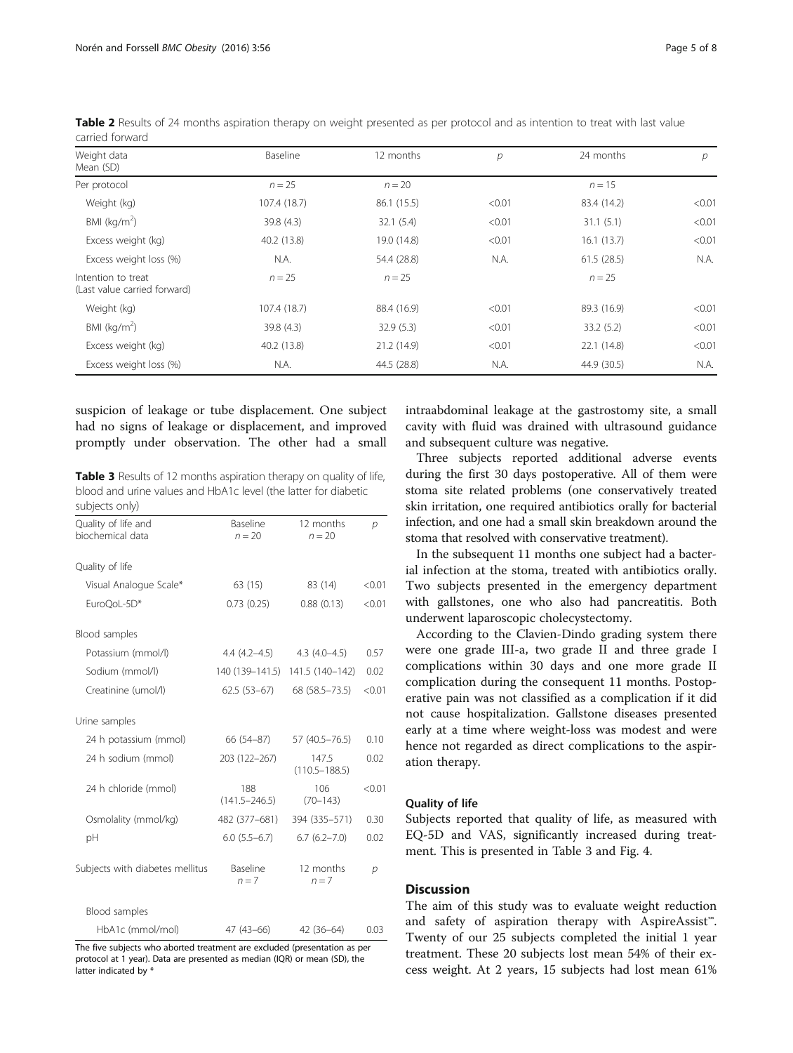**Table 2** Results of 24 months aspiration therapy on weight presented as per protocol and as intention to treat with last value carried forward

| Weight data<br>Mean (SD) | Baseline | 12 months | *p* | 24 months | *p* |
|---|---|---|---|---|---|
| Per protocol | $n = 25$ | $n = 20$ | | $n = 15$ | |
| Weight (kg) | 107.4 (18.7) | 86.1 (15.5) | <0.01 | 83.4 (14.2) | <0.01 |
| BMI (kg/m$^2$) | 39.8 (4.3) | 32.1 (5.4) | <0.01 | 31.1 (5.1) | <0.01 |
| Excess weight (kg) | 40.2 (13.8) | 19.0 (14.8) | <0.01 | 16.1 (13.7) | <0.01 |
| Excess weight loss (%) | N.A. | 54.4 (28.8) | N.A. | 61.5 (28.5) | N.A. |
| Intention to treat<br>(Last value carried forward) | $n = 25$ | $n = 25$ | | $n = 25$ | |
| Weight (kg) | 107.4 (18.7) | 88.4 (16.9) | <0.01 | 89.3 (16.9) | <0.01 |
| BMI (kg/m$^2$) | 39.8 (4.3) | 32.9 (5.3) | <0.01 | 33.2 (5.2) | <0.01 |
| Excess weight (kg) | 40.2 (13.8) | 21.2 (14.9) | <0.01 | 22.1 (14.8) | <0.01 |
| Excess weight loss (%) | N.A. | 44.5 (28.8) | N.A. | 44.9 (30.5) | N.A. |

suspicion of leakage or tube displacement. One subject had no signs of leakage or displacement, and improved promptly under observation. The other had a small intraabdominal leakage at the gastrostomy site, a small cavity with fluid was drained with ultrasound guidance and subsequent culture was negative.

**Table 3** Results of 12 months aspiration therapy on quality of life, blood and urine values and HbA1c level (the latter for diabetic subjects only)

| Quality of life and biochemical data | Baseline<br>$n = 20$ | 12 months<br>$n = 20$ | *p* |
|---|---|---|---|
| Quality of life | | | |
| Visual Analogue Scale* | 63 (15) | 83 (14) | <0.01 |
| EuroQoL-5D* | 0.73 (0.25) | 0.88 (0.13) | <0.01 |
| Blood samples | | | |
| Potassium (mmol/l) | 4.4 (4.2–4.5) | 4.3 (4.0–4.5) | 0.57 |
| Sodium (mmol/l) | 140 (139–141.5) | 141.5 (140–142) | 0.02 |
| Creatinine (umol/l) | 62.5 (53–67) | 68 (58.5–73.5) | <0.01 |
| Urine samples | | | |
| 24 h potassium (mmol) | 66 (54–87) | 57 (40.5–76.5) | 0.10 |
| 24 h sodium (mmol) | 203 (122–267) | 147.5 (110.5–188.5) | 0.02 |
| 24 h chloride (mmol) | 188 (141.5–246.5) | 106 (70–143) | <0.01 |
| Osmolality (mmol/kg) | 482 (377–681) | 394 (335–571) | 0.30 |
| pH | 6.0 (5.5–6.7) | 6.7 (6.2–7.0) | 0.02 |
| Subjects with diabetes mellitus | Baseline<br>$n = 7$ | 12 months<br>$n = 7$ | *p* |
| Blood samples | | | |
| HbA1c (mmol/mol) | 47 (43–66) | 42 (36–64) | 0.03 |

The five subjects who aborted treatment are excluded (presentation as per protocol at 1 year). Data are presented as median (IQR) or mean (SD), the latter indicated by *

Three subjects reported additional adverse events during the first 30 days postoperative. All of them were stoma site related problems (one conservatively treated skin irritation, one required antibiotics orally for bacterial infection, and one had a small skin breakdown around the stoma that resolved with conservative treatment).

In the subsequent 11 months one subject had a bacterial infection at the stoma, treated with antibiotics orally. Two subjects presented in the emergency department with gallstones, one who also had pancreatitis. Both underwent laparoscopic cholecystectomy.

According to the Clavien-Dindo grading system there were one grade III-a, two grade II and three grade I complications within 30 days and one more grade II complication during the consequent 11 months. Postoperative pain was not classified as a complication if it did not cause hospitalization. Gallstone diseases presented early at a time where weight-loss was modest and were hence not regarded as direct complications to the aspiration therapy.

### Quality of life

Subjects reported that quality of life, as measured with EQ-5D and VAS, significantly increased during treatment. This is presented in Table 3 and Fig. 4.

## Discussion

The aim of this study was to evaluate weight reduction and safety of aspiration therapy with AspireAssist™. Twenty of our 25 subjects completed the initial 1 year treatment. These 20 subjects lost mean 54% of their excess weight. At 2 years, 15 subjects had lost mean 61%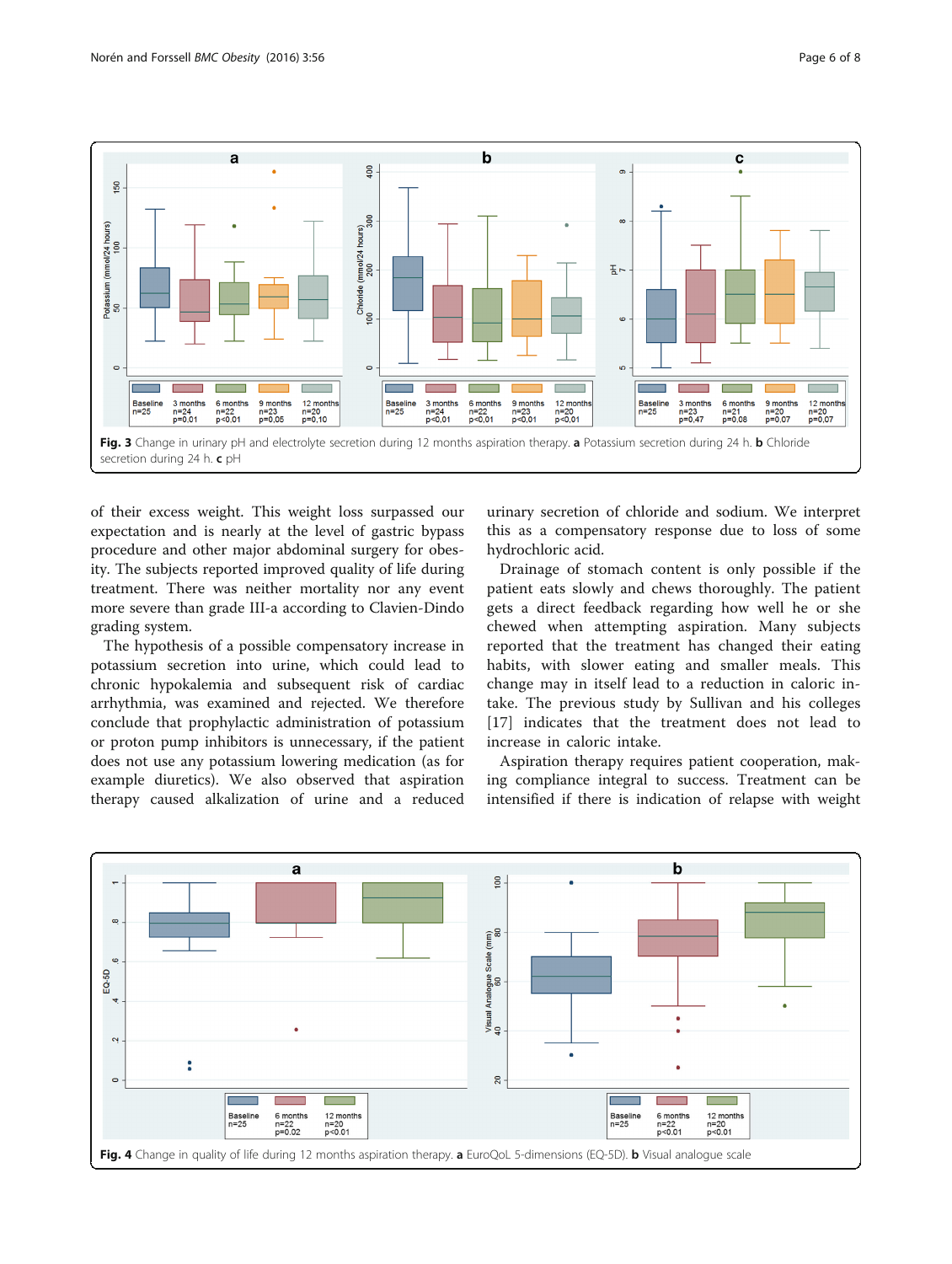Fig. 3 Change in urinary pH and electrolyte secretion during 12 months aspiration therapy. **a** Potassium secretion during 24 h. **b** Chloride secretion during 24 h. **c** pH

of their excess weight. This weight loss surpassed our expectation and is nearly at the level of gastric bypass procedure and other major abdominal surgery for obesity. The subjects reported improved quality of life during treatment. There was neither mortality nor any event more severe than grade III-a according to Clavien-Dindo grading system.

The hypothesis of a possible compensatory increase in potassium secretion into urine, which could lead to chronic hypokalemia and subsequent risk of cardiac arrhythmia, was examined and rejected. We therefore conclude that prophylactic administration of potassium or proton pump inhibitors is unnecessary, if the patient does not use any potassium lowering medication (as for example diuretics). We also observed that aspiration therapy caused alkalization of urine and a reduced urinary secretion of chloride and sodium. We interpret this as a compensatory response due to loss of some hydrochloric acid.

Drainage of stomach content is only possible if the patient eats slowly and chews thoroughly. The patient gets a direct feedback regarding how well he or she chewed when attempting aspiration. Many subjects reported that the treatment has changed their eating habits, with slower eating and smaller meals. This change may in itself lead to a reduction in caloric intake. The previous study by Sullivan and his colleges [17] indicates that the treatment does not lead to increase in caloric intake.

Aspiration therapy requires patient cooperation, making compliance integral to success. Treatment can be intensified if there is indication of relapse with weight

Fig. 4 Change in quality of life during 12 months aspiration therapy. **a** EuroQoL 5-dimensions (EQ-5D). **b** Visual analogue scale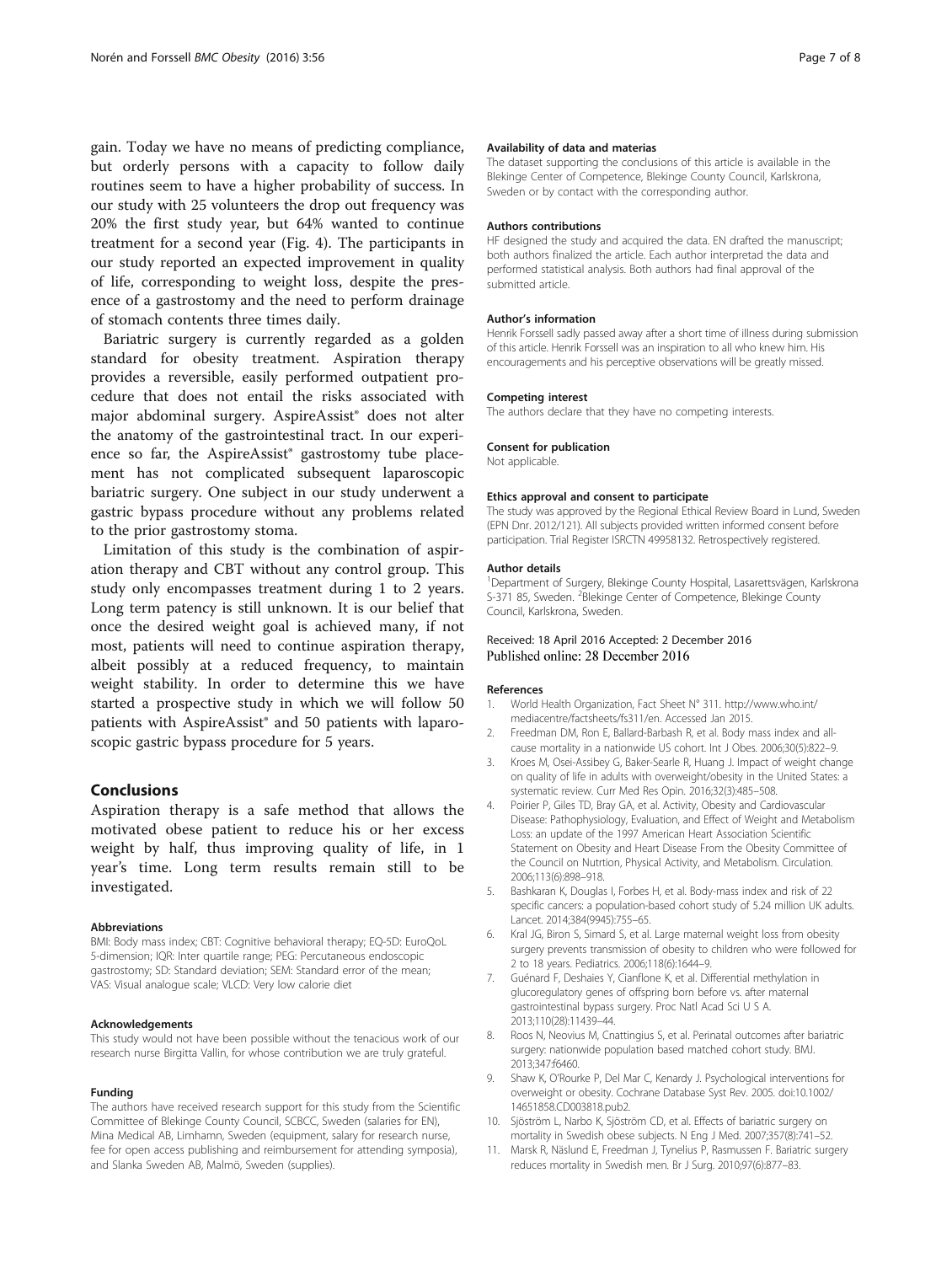gain. Today we have no means of predicting compliance, but orderly persons with a capacity to follow daily routines seem to have a higher probability of success. In our study with 25 volunteers the drop out frequency was 20% the first study year, but 64% wanted to continue treatment for a second year (Fig. 4). The participants in our study reported an expected improvement in quality of life, corresponding to weight loss, despite the presence of a gastrostomy and the need to perform drainage of stomach contents three times daily.

Bariatric surgery is currently regarded as a golden standard for obesity treatment. Aspiration therapy provides a reversible, easily performed outpatient procedure that does not entail the risks associated with major abdominal surgery. AspireAssist® does not alter the anatomy of the gastrointestinal tract. In our experience so far, the AspireAssist® gastrostomy tube placement has not complicated subsequent laparoscopic bariatric surgery. One subject in our study underwent a gastric bypass procedure without any problems related to the prior gastrostomy stoma.

Limitation of this study is the combination of aspiration therapy and CBT without any control group. This study only encompasses treatment during 1 to 2 years. Long term patency is still unknown. It is our belief that once the desired weight goal is achieved many, if not most, patients will need to continue aspiration therapy, albeit possibly at a reduced frequency, to maintain weight stability. In order to determine this we have started a prospective study in which we will follow 50 patients with AspireAssist® and 50 patients with laparoscopic gastric bypass procedure for 5 years.

## Conclusions

Aspiration therapy is a safe method that allows the motivated obese patient to reduce his or her excess weight by half, thus improving quality of life, in 1 year's time. Long term results remain still to be investigated.

#### Abbreviations

BMI: Body mass index; CBT: Cognitive behavioral therapy; EQ-5D: EuroQoL 5-dimension; IQR: Inter quartile range; PEG: Percutaneous endoscopic gastrostomy; SD: Standard deviation; SEM: Standard error of the mean; VAS: Visual analogue scale; VLCD: Very low calorie diet

#### Acknowledgements

This study would not have been possible without the tenacious work of our research nurse Birgitta Vallin, for whose contribution we are truly grateful.

#### Funding

The authors have received research support for this study from the Scientific Committee of Blekinge County Council, SCBCC, Sweden (salaries for EN), Mina Medical AB, Limhamn, Sweden (equipment, salary for research nurse, fee for open access publishing and reimbursement for attending symposia), and Slanka Sweden AB, Malmö, Sweden (supplies).

#### Availability of data and materias

The dataset supporting the conclusions of this article is available in the Blekinge Center of Competence, Blekinge County Council, Karlskrona, Sweden or by contact with the corresponding author.

#### Authors contributions

HF designed the study and acquired the data. EN drafted the manuscript; both authors finalized the article. Each author interpretad the data and performed statistical analysis. Both authors had final approval of the submitted article.

#### Author's information

Henrik Forssell sadly passed away after a short time of illness during submission of this article. Henrik Forssell was an inspiration to all who knew him. His encouragements and his perceptive observations will be greatly missed.

#### Competing interest

The authors declare that they have no competing interests.

#### Consent for publication

Not applicable.

#### Ethics approval and consent to participate

The study was approved by the Regional Ethical Review Board in Lund, Sweden (EPN Dnr. 2012/121). All subjects provided written informed consent before participation. Trial Register ISRCTN 49958132. Retrospectively registered.

#### Author details

[1]Department of Surgery, Blekinge County Hospital, Lasarettsvägen, Karlskrona S-371 85, Sweden. [2]Blekinge Center of Competence, Blekinge County Council, Karlskrona, Sweden.

Received: 18 April 2016 Accepted: 2 December 2016
Published online: 28 December 2016

#### References

1. World Health Organization, Fact Sheet N° 311. http://www.who.int/mediacentre/factsheets/fs311/en. Accessed Jan 2015.
2. Freedman DM, Ron E, Ballard-Barbash R, et al. Body mass index and all-cause mortality in a nationwide US cohort. Int J Obes. 2006;30(5):822–9.
3. Kroes M, Osei-Assibey G, Baker-Searle R, Huang J. Impact of weight change on quality of life in adults with overweight/obesity in the United States: a systematic review. Curr Med Res Opin. 2016;32(3):485–508.
4. Poirier P, Giles TD, Bray GA, et al. Activity, Obesity and Cardiovascular Disease: Pathophysiology, Evaluation, and Effect of Weight and Metabolism Loss: an update of the 1997 American Heart Association Scientific Statement on Obesity and Heart Disease From the Obesity Committee of the Council on Nutrtion, Physical Activity, and Metabolism. Circulation. 2006;113(6):898–918.
5. Bashkaran K, Douglas I, Forbes H, et al. Body-mass index and risk of 22 specific cancers: a population-based cohort study of 5.24 million UK adults. Lancet. 2014;384(9945):755–65.
6. Kral JG, Biron S, Simard S, et al. Large maternal weight loss from obesity surgery prevents transmission of obesity to children who were followed for 2 to 18 years. Pediatrics. 2006;118(6):1644–9.
7. Guénard F, Deshaies Y, Cianflone K, et al. Differential methylation in glucoregulatory genes of offspring born before vs. after maternal gastrointestinal bypass surgery. Proc Natl Acad Sci U S A. 2013;110(28):11439–44.
8. Roos N, Neovius M, Cnattingius S, et al. Perinatal outcomes after bariatric surgery: nationwide population based matched cohort study. BMJ. 2013;347:f6460.
9. Shaw K, O'Rourke P, Del Mar C, Kenardy J. Psychological interventions for overweight or obesity. Cochrane Database Syst Rev. 2005. doi:10.1002/14651858.CD003818.pub2.
10. Sjöström L, Narbo K, Sjöström CD, et al. Effects of bariatric surgery on mortality in Swedish obese subjects. N Eng J Med. 2007;357(8):741–52.
11. Marsk R, Näslund E, Freedman J, Tynelius P, Rasmussen F. Bariatric surgery reduces mortality in Swedish men. Br J Surg. 2010;97(6):877–83.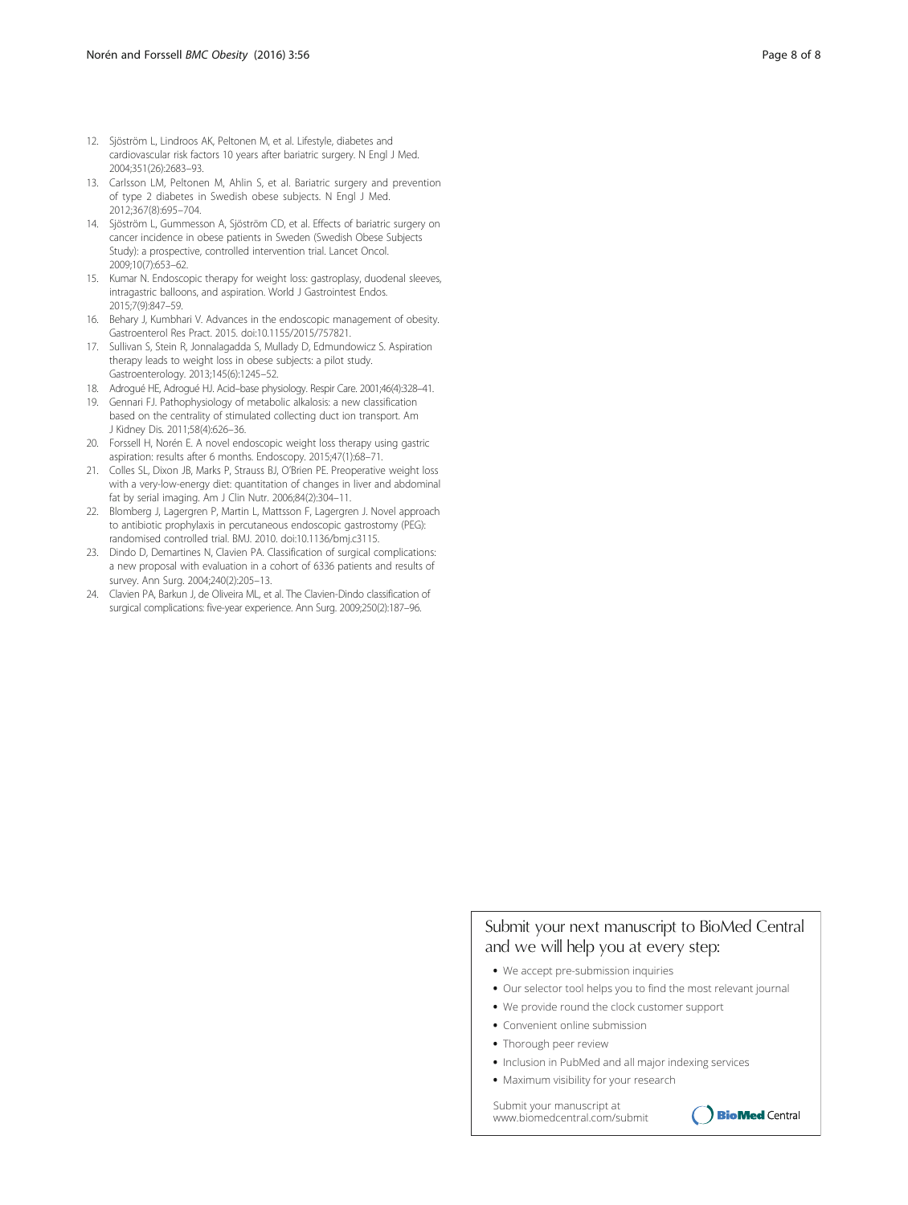12. Sjöström L, Lindroos AK, Peltonen M, et al. Lifestyle, diabetes and cardiovascular risk factors 10 years after bariatric surgery. N Engl J Med. 2004;351(26):2683–93.
13. Carlsson LM, Peltonen M, Ahlin S, et al. Bariatric surgery and prevention of type 2 diabetes in Swedish obese subjects. N Engl J Med. 2012;367(8):695–704.
14. Sjöström L, Gummesson A, Sjöström CD, et al. Effects of bariatric surgery on cancer incidence in obese patients in Sweden (Swedish Obese Subjects Study): a prospective, controlled intervention trial. Lancet Oncol. 2009;10(7):653–62.
15. Kumar N. Endoscopic therapy for weight loss: gastroplasty, duodenal sleeves, intragastric balloons, and aspiration. World J Gastrointest Endos. 2015;7(9):847–59.
16. Behary J, Kumbhari V. Advances in the endoscopic management of obesity. Gastroenterol Res Pract. 2015. doi:10.1155/2015/757821.
17. Sullivan S, Stein R, Jonnalagadda S, Mullady D, Edmundowicz S. Aspiration therapy leads to weight loss in obese subjects: a pilot study. Gastroenterology. 2013;145(6):1245–52.
18. Adrogué HE, Adrogué HJ. Acid–base physiology. Respir Care. 2001;46(4):328–41.
19. Gennari FJ. Pathophysiology of metabolic alkalosis: a new classification based on the centrality of stimulated collecting duct ion transport. Am J Kidney Dis. 2011;58(4):626–36.
20. Forssell H, Norén E. A novel endoscopic weight loss therapy using gastric aspiration: results after 6 months. Endoscopy. 2015;47(1):68–71.
21. Colles SL, Dixon JB, Marks P, Strauss BJ, O'Brien PE. Preoperative weight loss with a very-low-energy diet: quantitation of changes in liver and abdominal fat by serial imaging. Am J Clin Nutr. 2006;84(2):304–11.
22. Blomberg J, Lagergren P, Martin L, Mattsson F, Lagergren J. Novel approach to antibiotic prophylaxis in percutaneous endoscopic gastrostomy (PEG): randomised controlled trial. BMJ. 2010. doi:10.1136/bmj.c3115.
23. Dindo D, Demartines N, Clavien PA. Classification of surgical complications: a new proposal with evaluation in a cohort of 6336 patients and results of survey. Ann Surg. 2004;240(2):205–13.
24. Clavien PA, Barkun J, de Oliveira ML, et al. The Clavien-Dindo classification of surgical complications: five-year experience. Ann Surg. 2009;250(2):187–96.

Submit your next manuscript to BioMed Central and we will help you at every step:

- We accept pre-submission inquiries
- Our selector tool helps you to find the most relevant journal
- We provide round the clock customer support
- Convenient online submission
- Thorough peer review
- Inclusion in PubMed and all major indexing services
- Maximum visibility for your research

Submit your manuscript at www.biomedcentral.com/submit

BioMed Central